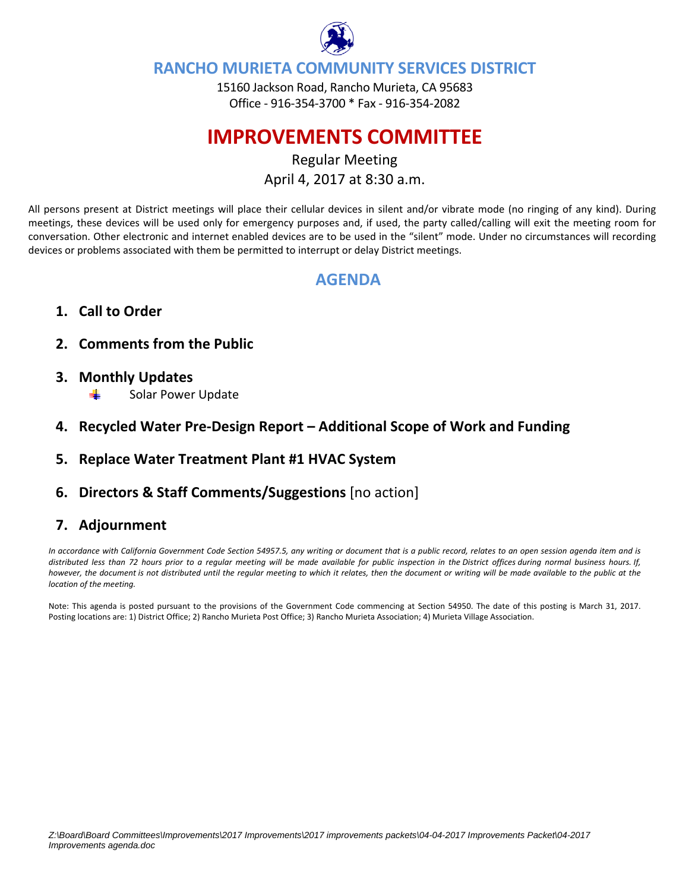# RANCHO MURIETA COMMUNITY SERVICES DISTRICT

15160 Jackson Road, Rancho Murieta, CA 95683
Office - 916-354-3700 * Fax - 916-354-2082

# IMPROVEMENTS COMMITTEE

Regular Meeting
April 4, 2017 at 8:30 a.m.

All persons present at District meetings will place their cellular devices in silent and/or vibrate mode (no ringing of any kind). During meetings, these devices will be used only for emergency purposes and, if used, the party called/calling will exit the meeting room for conversation. Other electronic and internet enabled devices are to be used in the "silent" mode. Under no circumstances will recording devices or problems associated with them be permitted to interrupt or delay District meetings.

## AGENDA

1. **Call to Order**
2. **Comments from the Public**
3. **Monthly Updates**
   - Solar Power Update
4. **Recycled Water Pre-Design Report – Additional Scope of Work and Funding**
5. **Replace Water Treatment Plant #1 HVAC System**
6. **Directors & Staff Comments/Suggestions** [no action]
7. **Adjournment**

*In accordance with California Government Code Section 54957.5, any writing or document that is a public record, relates to an open session agenda item and is distributed less than 72 hours prior to a regular meeting will be made available for public inspection in the District offices during normal business hours. If, however, the document is not distributed until the regular meeting to which it relates, then the document or writing will be made available to the public at the location of the meeting.*

Note: This agenda is posted pursuant to the provisions of the Government Code commencing at Section 54950. The date of this posting is March 31, 2017. Posting locations are: 1) District Office; 2) Rancho Murieta Post Office; 3) Rancho Murieta Association; 4) Murieta Village Association.

*Z:\Board\Board Committees\Improvements\2017 Improvements\2017 improvements packets\04-04-2017 Improvements Packet\04-2017 Improvements agenda.doc*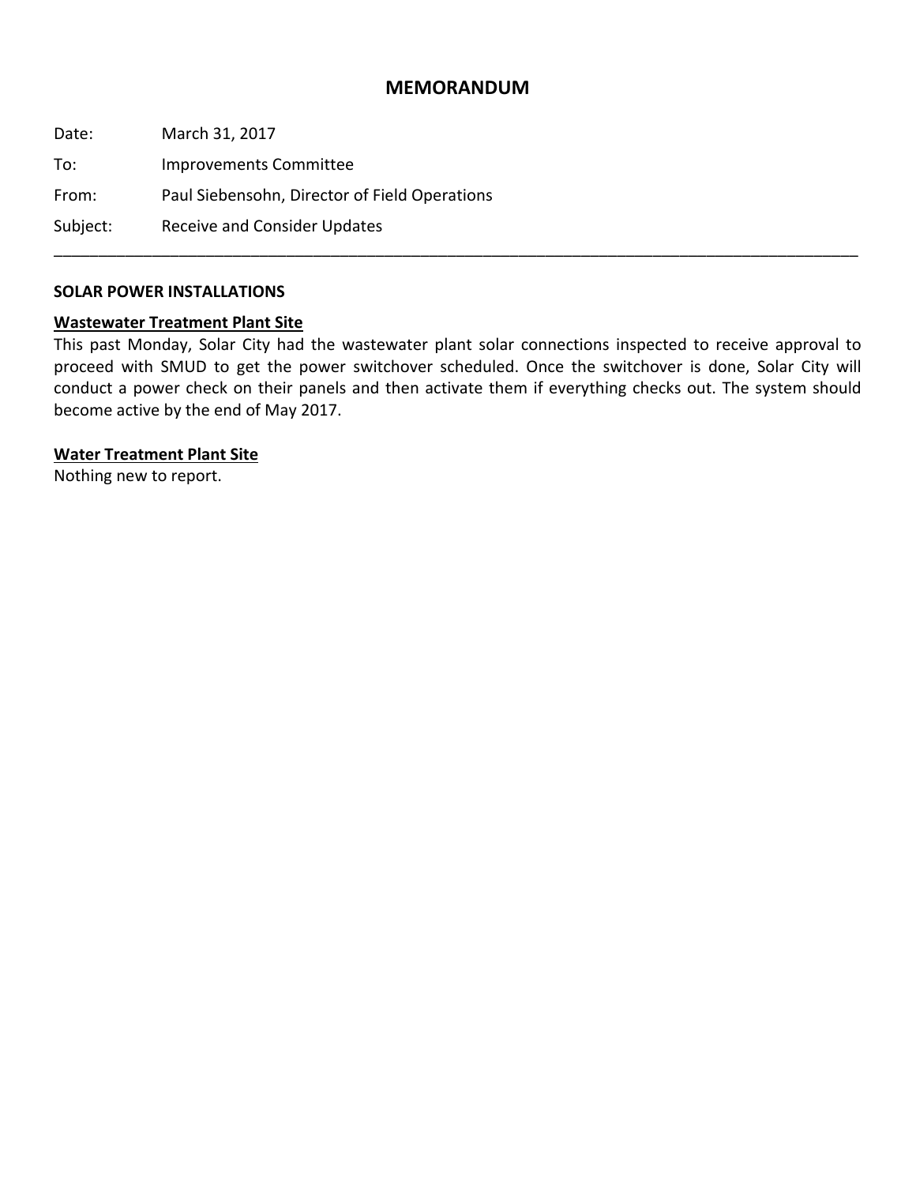# MEMORANDUM

Date: March 31, 2017

To: Improvements Committee

From: Paul Siebensohn, Director of Field Operations

Subject: Receive and Consider Updates

---

**SOLAR POWER INSTALLATIONS**

**Wastewater Treatment Plant Site**

This past Monday, Solar City had the wastewater plant solar connections inspected to receive approval to proceed with SMUD to get the power switchover scheduled. Once the switchover is done, Solar City will conduct a power check on their panels and then activate them if everything checks out. The system should become active by the end of May 2017.

**Water Treatment Plant Site**

Nothing new to report.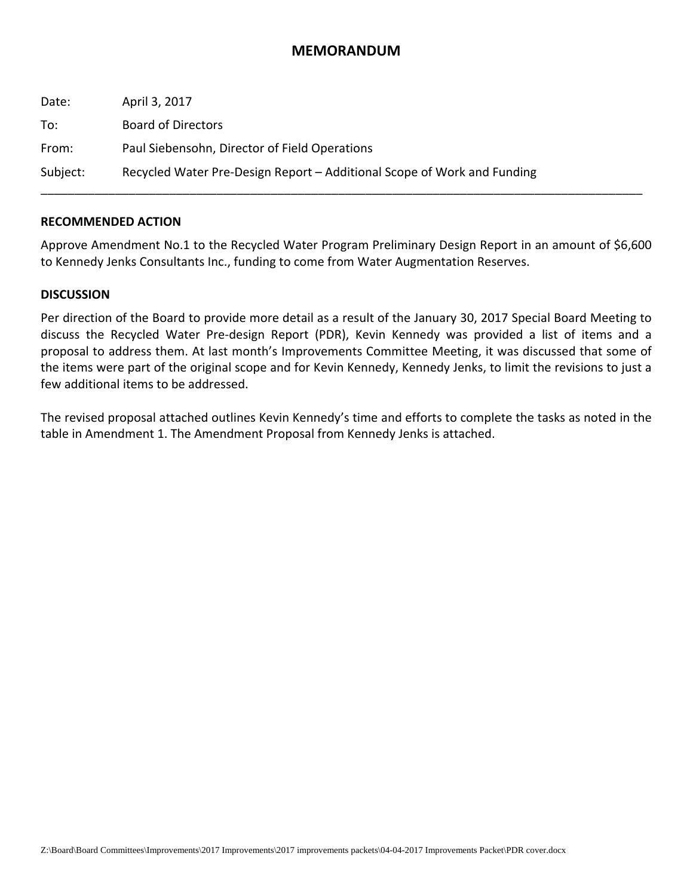# MEMORANDUM

Date: April 3, 2017

To: Board of Directors

From: Paul Siebensohn, Director of Field Operations

Subject: Recycled Water Pre-Design Report – Additional Scope of Work and Funding

---

**RECOMMENDED ACTION**

Approve Amendment No.1 to the Recycled Water Program Preliminary Design Report in an amount of $6,600 to Kennedy Jenks Consultants Inc., funding to come from Water Augmentation Reserves.

**DISCUSSION**

Per direction of the Board to provide more detail as a result of the January 30, 2017 Special Board Meeting to discuss the Recycled Water Pre-design Report (PDR), Kevin Kennedy was provided a list of items and a proposal to address them. At last month's Improvements Committee Meeting, it was discussed that some of the items were part of the original scope and for Kevin Kennedy, Kennedy Jenks, to limit the revisions to just a few additional items to be addressed.

The revised proposal attached outlines Kevin Kennedy's time and efforts to complete the tasks as noted in the table in Amendment 1. The Amendment Proposal from Kennedy Jenks is attached.

Z:\Board\Board Committees\Improvements\2017 Improvements\2017 improvements packets\04-04-2017 Improvements Packet\PDR cover.docx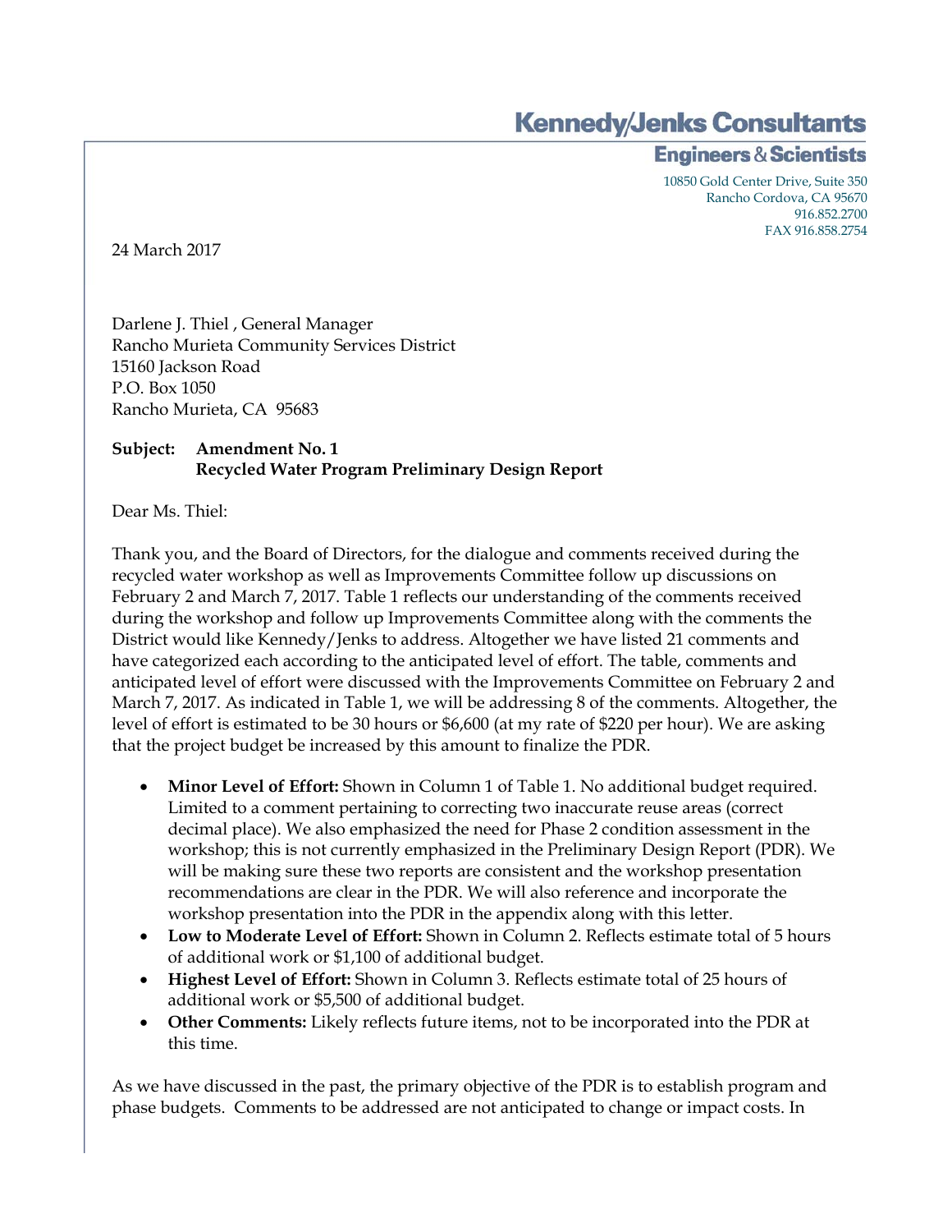Kennedy/Jenks Consultants

Engineers & Scientists

10850 Gold Center Drive, Suite 350
Rancho Cordova, CA 95670
916.852.2700
FAX 916.858.2754

24 March 2017

Darlene J. Thiel , General Manager
Rancho Murieta Community Services District
15160 Jackson Road
P.O. Box 1050
Rancho Murieta, CA 95683

**Subject: Amendment No. 1**
**Recycled Water Program Preliminary Design Report**

Dear Ms. Thiel:

Thank you, and the Board of Directors, for the dialogue and comments received during the recycled water workshop as well as Improvements Committee follow up discussions on February 2 and March 7, 2017. Table 1 reflects our understanding of the comments received during the workshop and follow up Improvements Committee along with the comments the District would like Kennedy/Jenks to address. Altogether we have listed 21 comments and have categorized each according to the anticipated level of effort. The table, comments and anticipated level of effort were discussed with the Improvements Committee on February 2 and March 7, 2017. As indicated in Table 1, we will be addressing 8 of the comments. Altogether, the level of effort is estimated to be 30 hours or $6,600 (at my rate of $220 per hour). We are asking that the project budget be increased by this amount to finalize the PDR.

- **Minor Level of Effort:** Shown in Column 1 of Table 1. No additional budget required. Limited to a comment pertaining to correcting two inaccurate reuse areas (correct decimal place). We also emphasized the need for Phase 2 condition assessment in the workshop; this is not currently emphasized in the Preliminary Design Report (PDR). We will be making sure these two reports are consistent and the workshop presentation recommendations are clear in the PDR. We will also reference and incorporate the workshop presentation into the PDR in the appendix along with this letter.
- **Low to Moderate Level of Effort:** Shown in Column 2. Reflects estimate total of 5 hours of additional work or $1,100 of additional budget.
- **Highest Level of Effort:** Shown in Column 3. Reflects estimate total of 25 hours of additional work or $5,500 of additional budget.
- **Other Comments:** Likely reflects future items, not to be incorporated into the PDR at this time.

As we have discussed in the past, the primary objective of the PDR is to establish program and phase budgets. Comments to be addressed are not anticipated to change or impact costs. In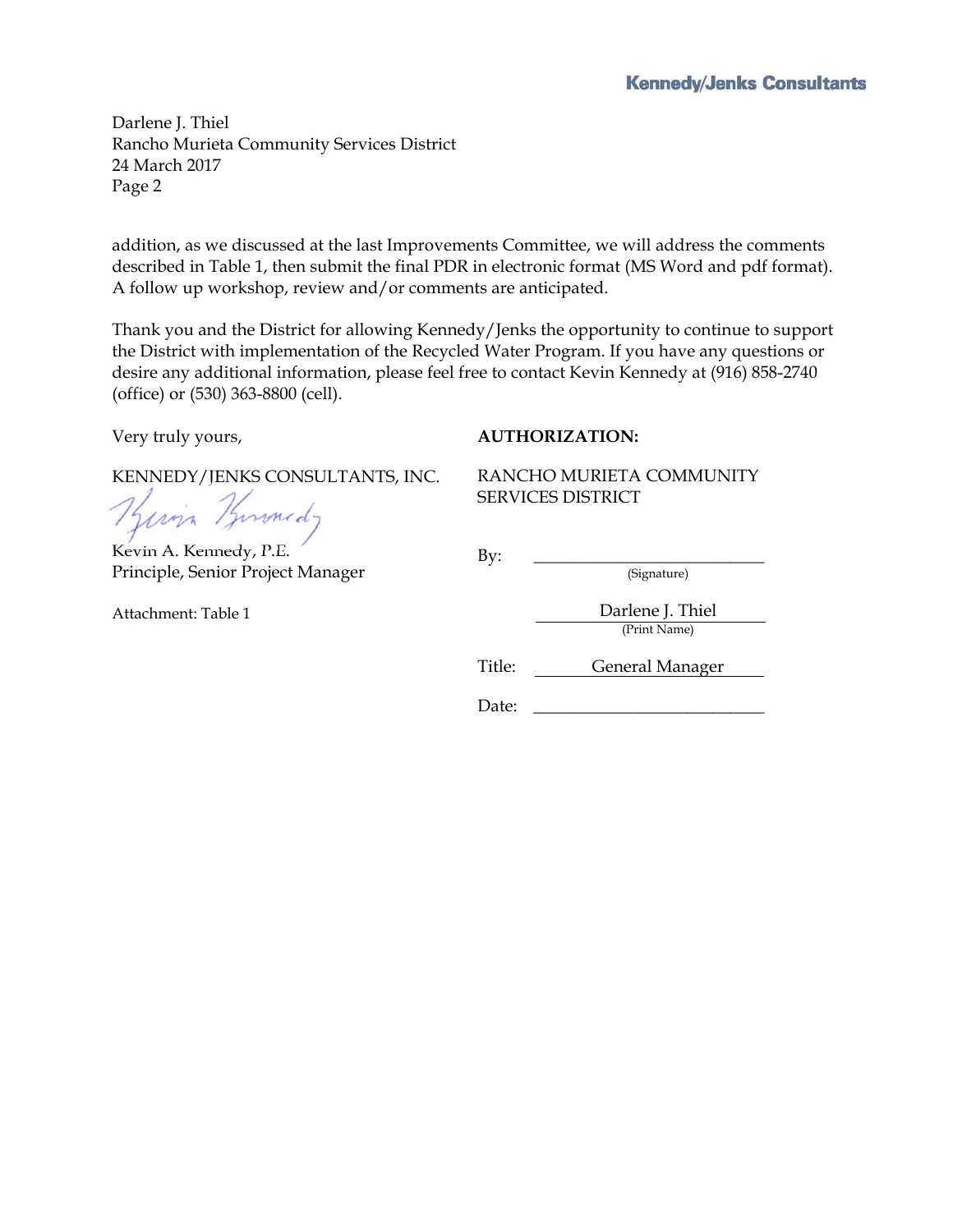Darlene J. Thiel
Rancho Murieta Community Services District
24 March 2017
Page 2

addition, as we discussed at the last Improvements Committee, we will address the comments described in Table 1, then submit the final PDR in electronic format (MS Word and pdf format). A follow up workshop, review and/or comments are anticipated.

Thank you and the District for allowing Kennedy/Jenks the opportunity to continue to support the District with implementation of the Recycled Water Program. If you have any questions or desire any additional information, please feel free to contact Kevin Kennedy at (916) 858-2740 (office) or (530) 363-8800 (cell).

Very truly yours,

KENNEDY/JENKS CONSULTANTS, INC.

Kevin A. Kennedy, P.E.
Principle, Senior Project Manager

Attachment: Table 1

**AUTHORIZATION:**

RANCHO MURIETA COMMUNITY SERVICES DISTRICT

By: ____________________________
(Signature)

Darlene J. Thiel
(Print Name)

Title: General Manager

Date: ____________________________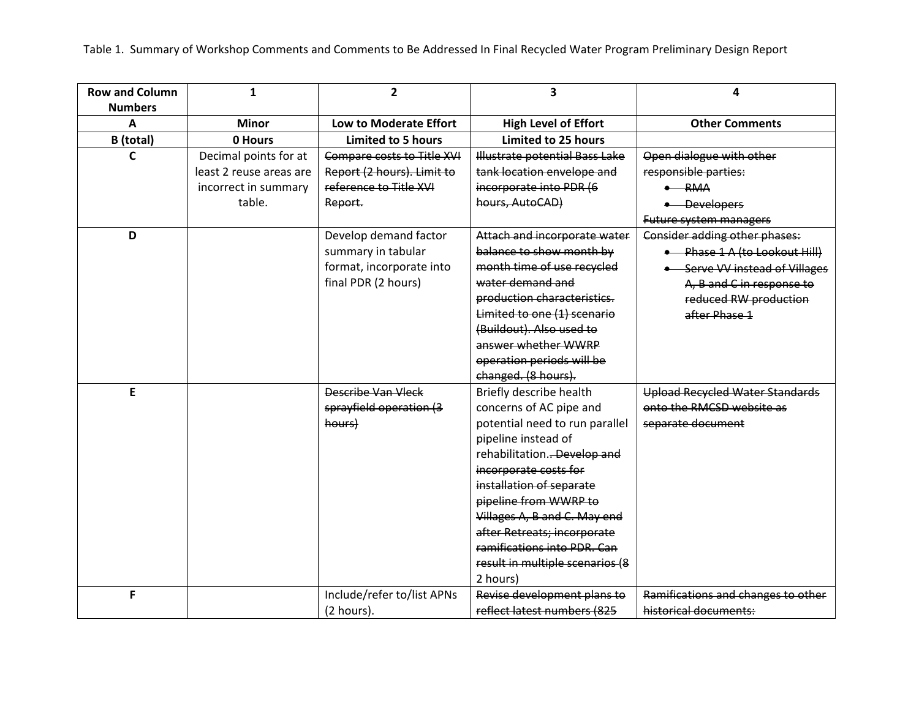Table 1. Summary of Workshop Comments and Comments to Be Addressed In Final Recycled Water Program Preliminary Design Report

| Row and Column Numbers | 1 | 2 | 3 | 4 |
|---|---|---|---|---|
| A | Minor | Low to Moderate Effort | High Level of Effort | Other Comments |
| B (total) | 0 Hours | Limited to 5 hours | Limited to 25 hours | |
| C | Decimal points for at least 2 reuse areas are incorrect in summary table. | ~~Compare costs to Title XVI Report (2 hours). Limit to reference to Title XVI Report.~~ | ~~Illustrate potential Bass Lake tank location envelope and incorporate into PDR (6 hours, AutoCAD)~~ | ~~Open dialogue with other responsible parties:~~ <br>• ~~RMA~~ <br>• ~~Developers~~ <br>~~Future system managers~~ |
| D | | Develop demand factor summary in tabular format, incorporate into final PDR (2 hours) | ~~Attach and incorporate water balance to show month by month time of use recycled water demand and production characteristics. Limited to one (1) scenario (Buildout). Also used to answer whether WWRP operation periods will be changed. (8 hours).~~ | ~~Consider adding other phases:~~ <br>• ~~Phase 1 A (to Lookout Hill)~~ <br>• ~~Serve VV instead of Villages A, B and C in response to reduced RW production after Phase 1~~ |
| E | | ~~Describe Van Vleck sprayfield operation (3 hours)~~ | Briefly describe health concerns of AC pipe and potential need to run parallel pipeline instead of rehabilitation.~~. Develop and incorporate costs for installation of separate pipeline from WWRP to Villages A, B and C. May end after Retreats; incorporate ramifications into PDR. Can result in multiple scenarios~~ (~~8~~ 2 hours) | ~~Upload Recycled Water Standards onto the RMCSD website as separate document~~ |
| F | | Include/refer to/list APNs (2 hours). | ~~Revise development plans to reflect latest numbers (825~~ | ~~Ramifications and changes to other historical documents:~~ |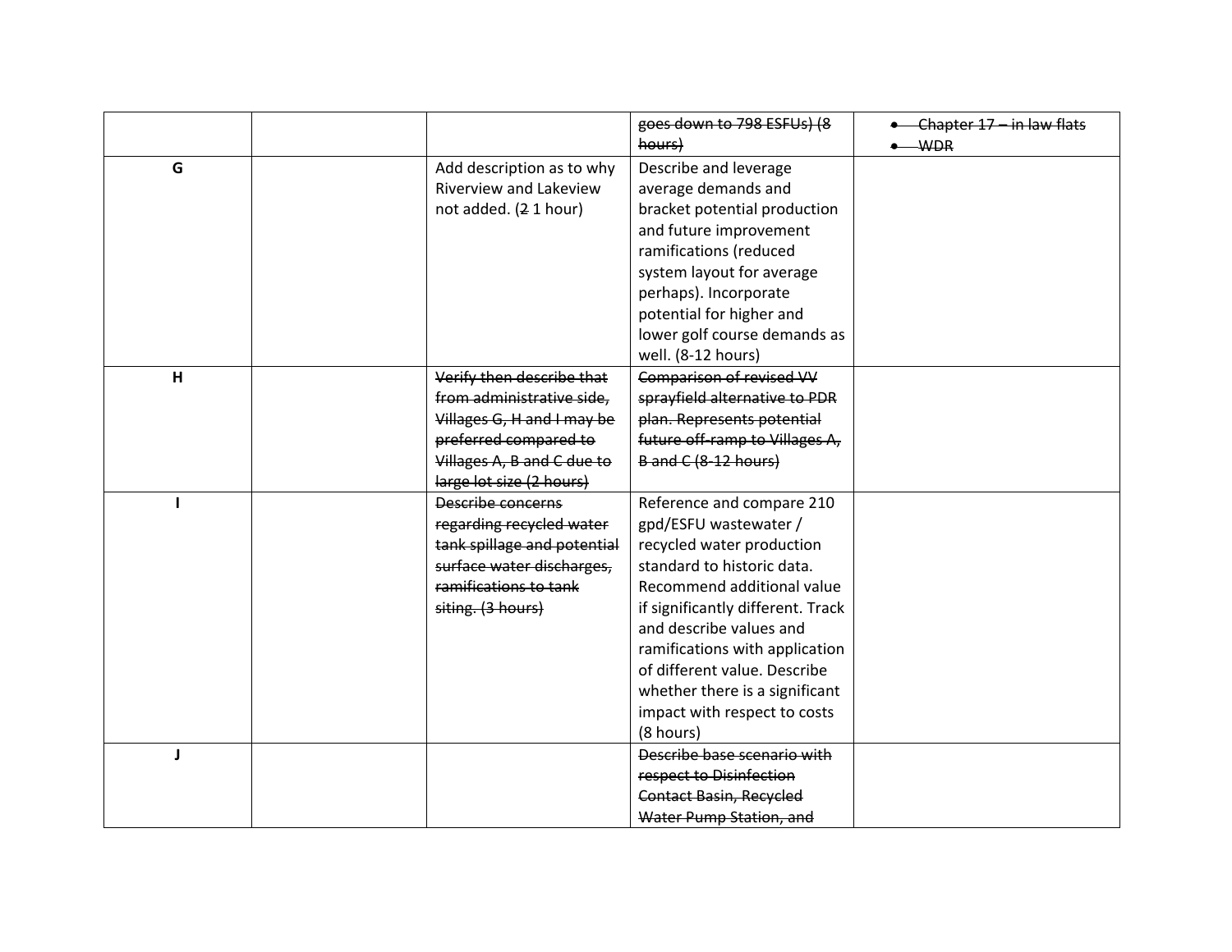| | | | | |
|---|---|---|---|---|
| | | | ~~goes down to 798 ESFUs) (8 hours)~~ | • ~~Chapter 17 – in law flats~~<br>• ~~WDR~~ |
| **G** | | Add description as to why Riverview and Lakeview not added. (~~2~~ 1 hour) | Describe and leverage average demands and bracket potential production and future improvement ramifications (reduced system layout for average perhaps). Incorporate potential for higher and lower golf course demands as well. (8-12 hours) | |
| **H** | | ~~Verify then describe that from administrative side, Villages G, H and I may be preferred compared to Villages A, B and C due to large lot size (2 hours)~~ | ~~Comparison of revised VV sprayfield alternative to PDR plan. Represents potential future off-ramp to Villages A, B and C (8-12 hours)~~ | |
| **I** | | ~~Describe concerns regarding recycled water tank spillage and potential surface water discharges, ramifications to tank siting. (3 hours)~~ | Reference and compare 210 gpd/ESFU wastewater / recycled water production standard to historic data. Recommend additional value if significantly different. Track and describe values and ramifications with application of different value. Describe whether there is a significant impact with respect to costs (8 hours) | |
| **J** | | | ~~Describe base scenario with respect to Disinfection Contact Basin, Recycled Water Pump Station, and~~ | |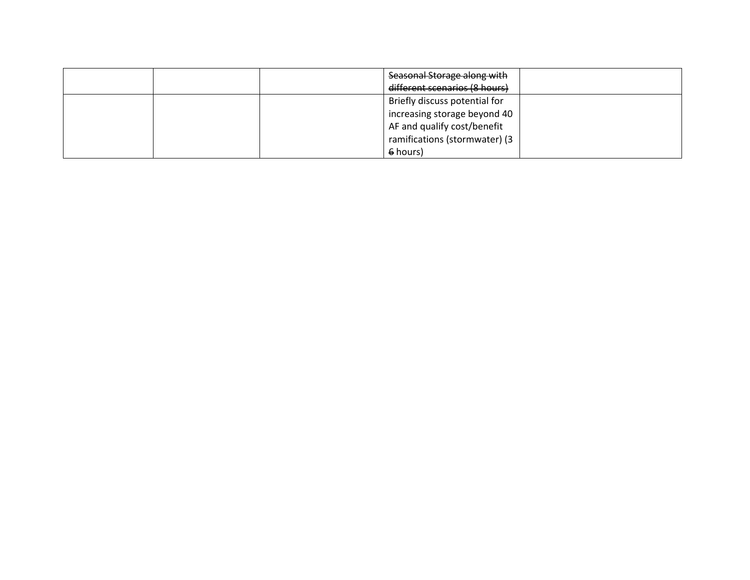| | | | | |
|---|---|---|---|---|
| | | | ~~Seasonal Storage along with different scenarios (8 hours)~~ | |
| | | | Briefly discuss potential for increasing storage beyond 40 AF and qualify cost/benefit ramifications (stormwater) (3 ~~6~~ hours) | |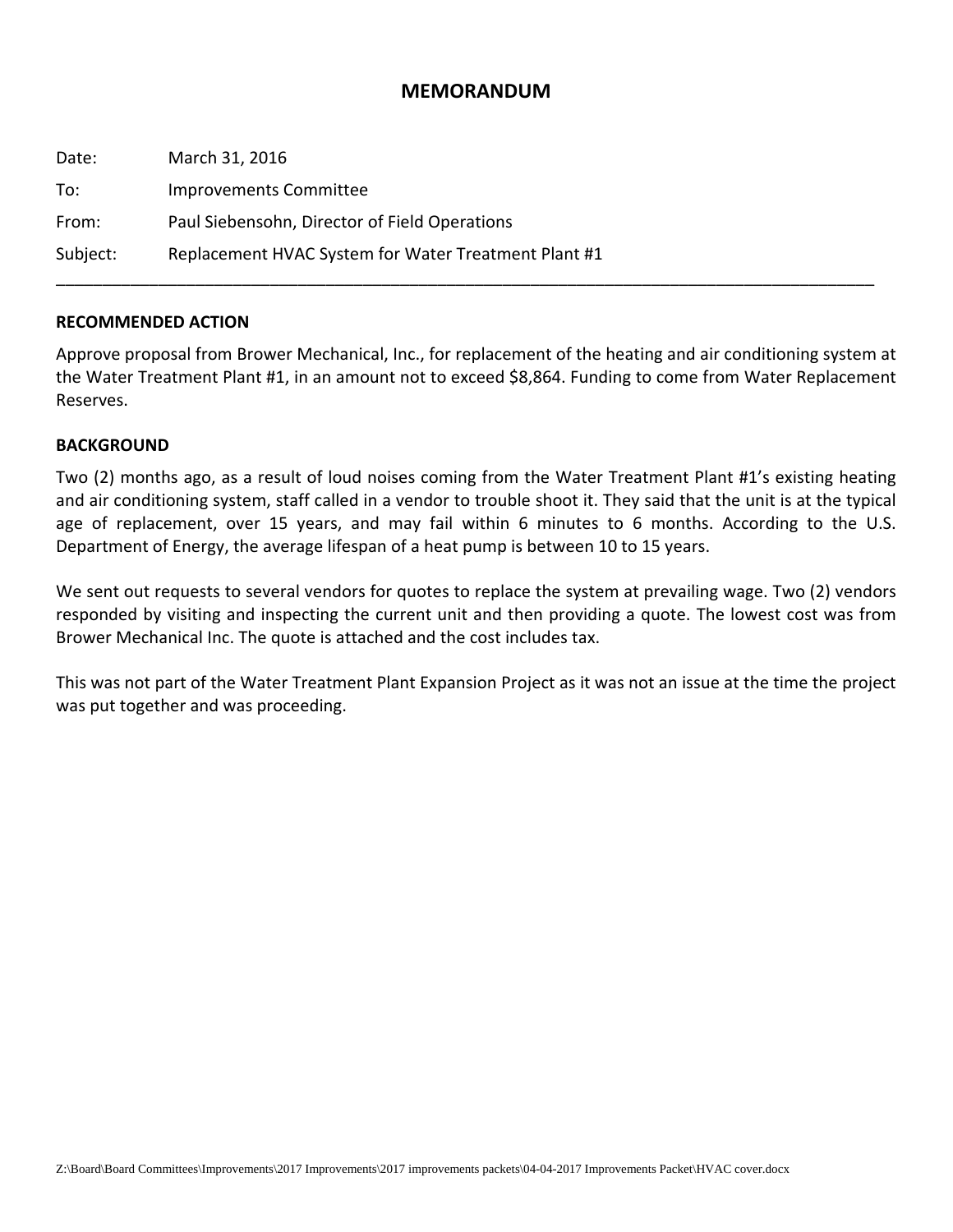# MEMORANDUM

Date: March 31, 2016

To: Improvements Committee

From: Paul Siebensohn, Director of Field Operations

Subject: Replacement HVAC System for Water Treatment Plant #1

---

**RECOMMENDED ACTION**

Approve proposal from Brower Mechanical, Inc., for replacement of the heating and air conditioning system at the Water Treatment Plant #1, in an amount not to exceed $8,864. Funding to come from Water Replacement Reserves.

**BACKGROUND**

Two (2) months ago, as a result of loud noises coming from the Water Treatment Plant #1's existing heating and air conditioning system, staff called in a vendor to trouble shoot it. They said that the unit is at the typical age of replacement, over 15 years, and may fail within 6 minutes to 6 months. According to the U.S. Department of Energy, the average lifespan of a heat pump is between 10 to 15 years.

We sent out requests to several vendors for quotes to replace the system at prevailing wage. Two (2) vendors responded by visiting and inspecting the current unit and then providing a quote. The lowest cost was from Brower Mechanical Inc. The quote is attached and the cost includes tax.

This was not part of the Water Treatment Plant Expansion Project as it was not an issue at the time the project was put together and was proceeding.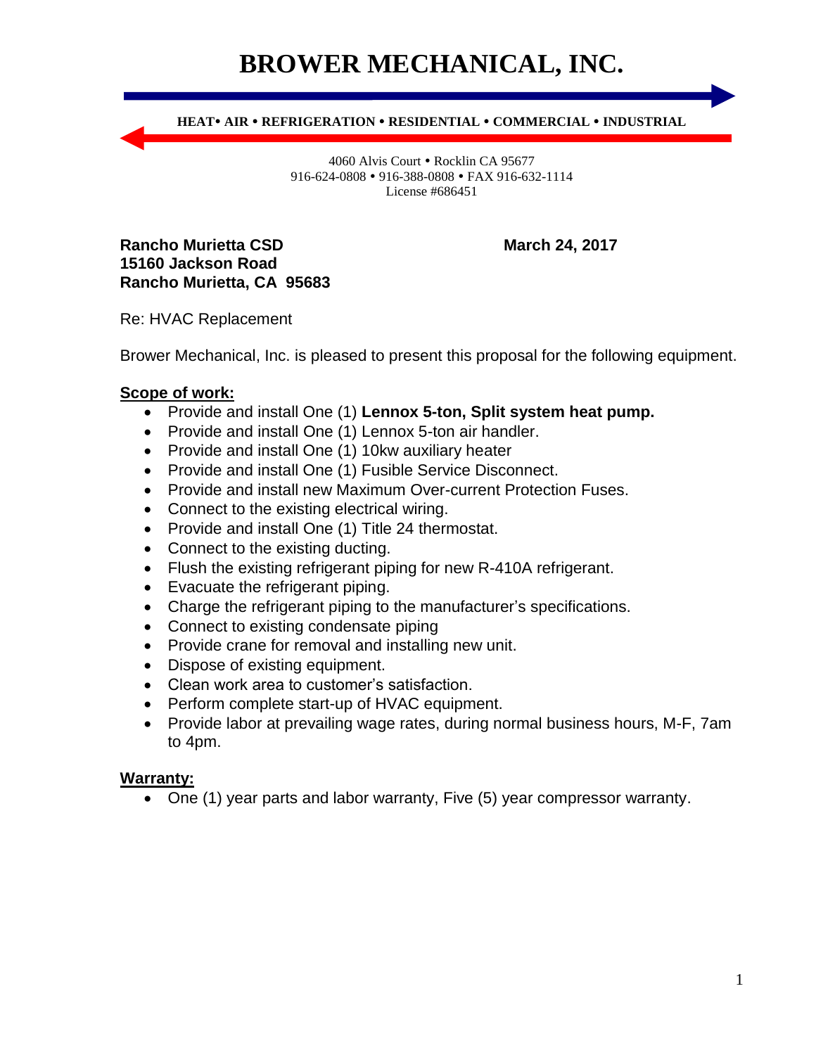# BROWER MECHANICAL, INC.

**HEAT• AIR • REFRIGERATION • RESIDENTIAL • COMMERCIAL • INDUSTRIAL**

4060 Alvis Court • Rocklin CA 95677
916-624-0808 • 916-388-0808 • FAX 916-632-1114
License #686451

**Rancho Murietta CSD**
**15160 Jackson Road**
**Rancho Murietta, CA 95683**

**March 24, 2017**

Re: HVAC Replacement

Brower Mechanical, Inc. is pleased to present this proposal for the following equipment.

**Scope of work:**

- Provide and install One (1) **Lennox 5-ton, Split system heat pump.**
- Provide and install One (1) Lennox 5-ton air handler.
- Provide and install One (1) 10kw auxiliary heater
- Provide and install One (1) Fusible Service Disconnect.
- Provide and install new Maximum Over-current Protection Fuses.
- Connect to the existing electrical wiring.
- Provide and install One (1) Title 24 thermostat.
- Connect to the existing ducting.
- Flush the existing refrigerant piping for new R-410A refrigerant.
- Evacuate the refrigerant piping.
- Charge the refrigerant piping to the manufacturer's specifications.
- Connect to existing condensate piping
- Provide crane for removal and installing new unit.
- Dispose of existing equipment.
- Clean work area to customer's satisfaction.
- Perform complete start-up of HVAC equipment.
- Provide labor at prevailing wage rates, during normal business hours, M-F, 7am to 4pm.

**Warranty:**

- One (1) year parts and labor warranty, Five (5) year compressor warranty.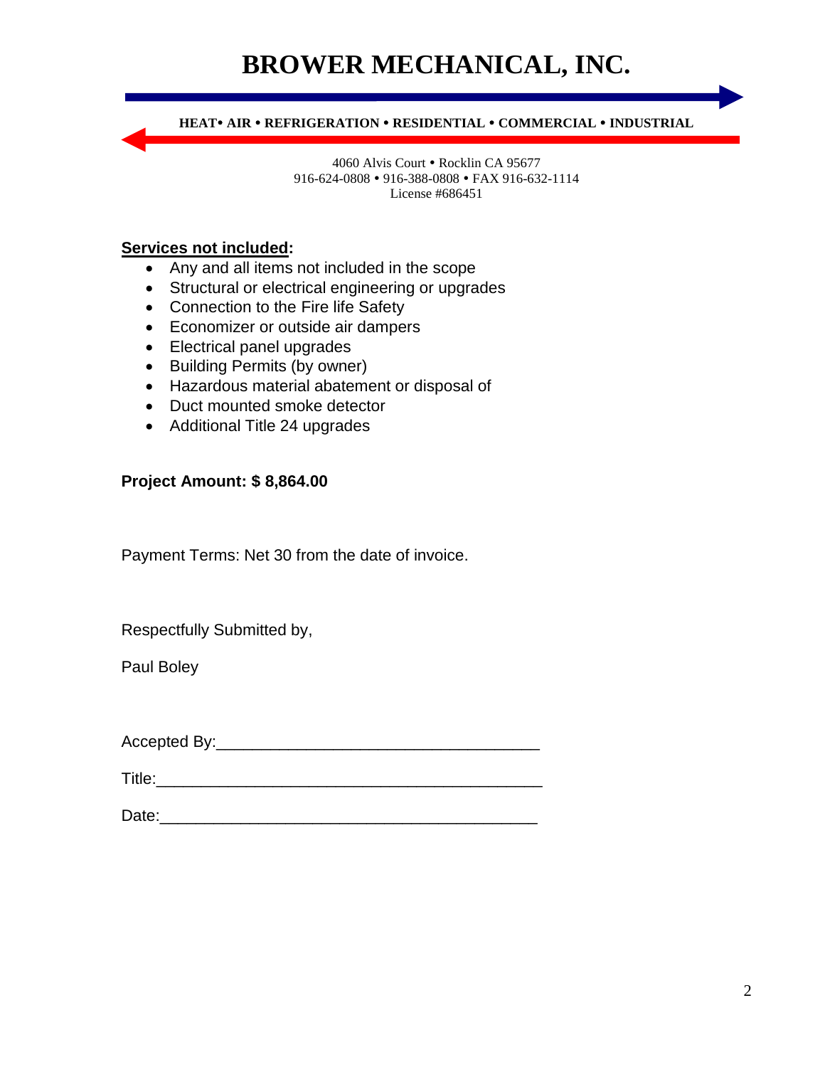# BROWER MECHANICAL, INC.

**HEAT• AIR • REFRIGERATION • RESIDENTIAL • COMMERCIAL • INDUSTRIAL**

4060 Alvis Court • Rocklin CA 95677
916-624-0808 • 916-388-0808 • FAX 916-632-1114
License #686451

**Services not included:**

- Any and all items not included in the scope
- Structural or electrical engineering or upgrades
- Connection to the Fire life Safety
- Economizer or outside air dampers
- Electrical panel upgrades
- Building Permits (by owner)
- Hazardous material abatement or disposal of
- Duct mounted smoke detector
- Additional Title 24 upgrades

**Project Amount: $ 8,864.00**

Payment Terms: Net 30 from the date of invoice.

Respectfully Submitted by,

Paul Boley

Accepted By:___________________________________

Title:__________________________________________

Date:_________________________________________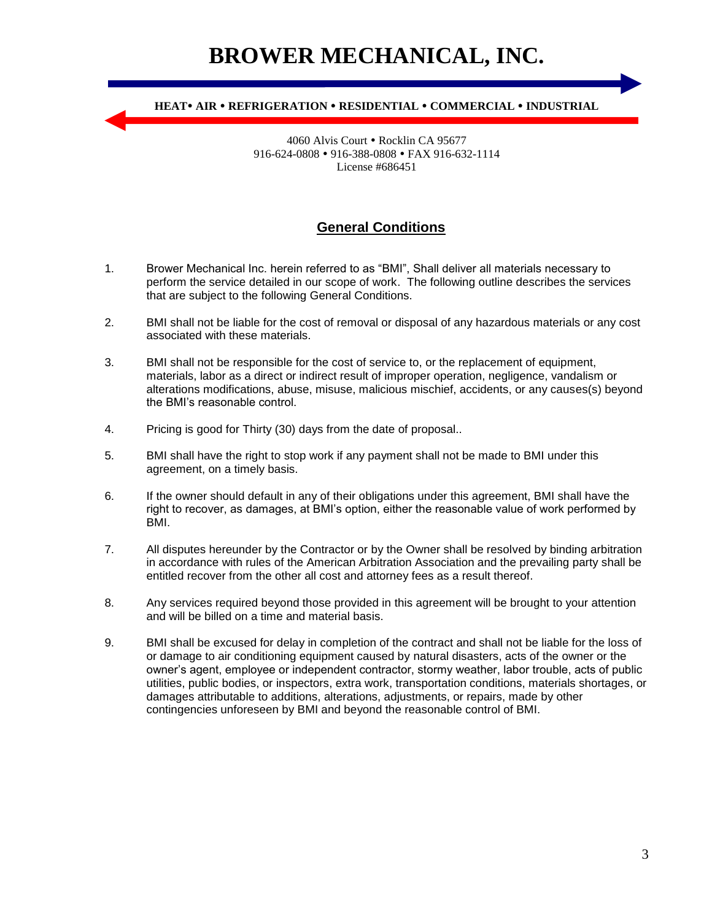# BROWER MECHANICAL, INC.

**HEAT• AIR • REFRIGERATION • RESIDENTIAL • COMMERCIAL • INDUSTRIAL**

4060 Alvis Court • Rocklin CA 95677
916-624-0808 • 916-388-0808 • FAX 916-632-1114
License #686451

## General Conditions

1. Brower Mechanical Inc. herein referred to as "BMI", Shall deliver all materials necessary to perform the service detailed in our scope of work. The following outline describes the services that are subject to the following General Conditions.

2. BMI shall not be liable for the cost of removal or disposal of any hazardous materials or any cost associated with these materials.

3. BMI shall not be responsible for the cost of service to, or the replacement of equipment, materials, labor as a direct or indirect result of improper operation, negligence, vandalism or alterations modifications, abuse, misuse, malicious mischief, accidents, or any causes(s) beyond the BMI's reasonable control.

4. Pricing is good for Thirty (30) days from the date of proposal..

5. BMI shall have the right to stop work if any payment shall not be made to BMI under this agreement, on a timely basis.

6. If the owner should default in any of their obligations under this agreement, BMI shall have the right to recover, as damages, at BMI's option, either the reasonable value of work performed by BMI.

7. All disputes hereunder by the Contractor or by the Owner shall be resolved by binding arbitration in accordance with rules of the American Arbitration Association and the prevailing party shall be entitled recover from the other all cost and attorney fees as a result thereof.

8. Any services required beyond those provided in this agreement will be brought to your attention and will be billed on a time and material basis.

9. BMI shall be excused for delay in completion of the contract and shall not be liable for the loss of or damage to air conditioning equipment caused by natural disasters, acts of the owner or the owner's agent, employee or independent contractor, stormy weather, labor trouble, acts of public utilities, public bodies, or inspectors, extra work, transportation conditions, materials shortages, or damages attributable to additions, alterations, adjustments, or repairs, made by other contingencies unforeseen by BMI and beyond the reasonable control of BMI.